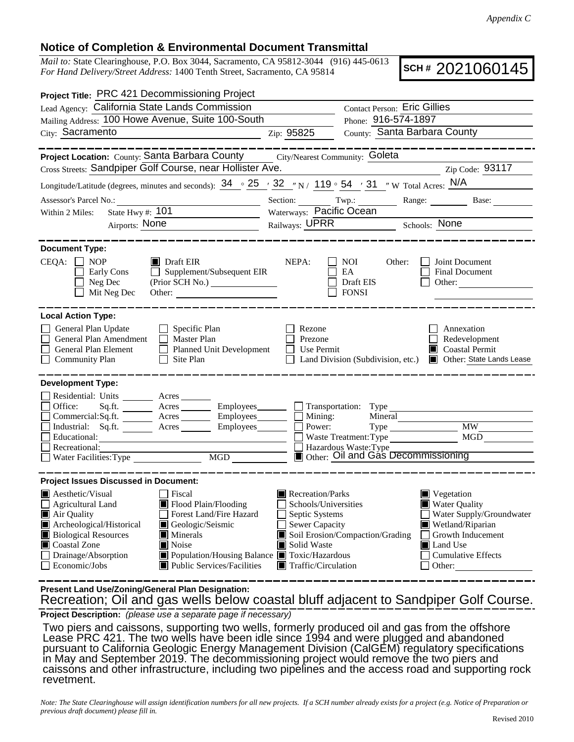*Appendix C*

## Notice of Completion & Environmental Document Transmittal

*Mail to:* State Clearinghouse, P.O. Box 3044, Sacramento, CA 95812-3044 (916) 445-0613
*For Hand Delivery/Street Address:* 1400 Tenth Street, Sacramento, CA 95814

**SCH #** 2021060145

**Project Title:** PRC 421 Decommissioning Project

Lead Agency: California State Lands Commission
Contact Person: Eric Gillies
Mailing Address: 100 Howe Avenue, Suite 100-South
Phone: 916-574-1897
City: Sacramento Zip: 95825
County: Santa Barbara County

---

**Project Location:** County: Santa Barbara County City/Nearest Community: Goleta
Cross Streets: Sandpiper Golf Course, near Hollister Ave. Zip Code: 93117
Longitude/Latitude (degrees, minutes and seconds): 34 ° 25 ′ 32 ″ N / 119 ° 54 ′ 31 ″ W Total Acres: N/A
Assessor's Parcel No.: Section: Twp.: Range: Base:
Within 2 Miles: State Hwy #: 101 Waterways: Pacific Ocean
Airports: None Railways: UPRR Schools: None

---

**Document Type:**

CEQA: ☐ NOP ☒ Draft EIR ☐ Early Cons ☐ Supplement/Subsequent EIR (Prior SCH No.) ☐ Neg Dec ☐ Mit Neg Dec Other:

NEPA: ☐ NOI ☐ EA ☐ Draft EIS ☐ FONSI

Other: ☐ Joint Document ☐ Final Document ☐ Other:

---

**Local Action Type:**

☐ General Plan Update ☐ Specific Plan ☐ Rezone ☐ Annexation
☐ General Plan Amendment ☐ Master Plan ☐ Prezone ☐ Redevelopment
☐ General Plan Element ☐ Planned Unit Development ☐ Use Permit ☒ Coastal Permit
☐ Community Plan ☐ Site Plan ☐ Land Division (Subdivision, etc.) ☒ Other: State Lands Lease

---

**Development Type:**

☐ Residential: Units Acres
☐ Office: Sq.ft. Acres Employees
☐ Commercial: Sq.ft. Acres Employees
☐ Industrial: Sq.ft. Acres Employees
☐ Educational:
☐ Recreational:
☐ Water Facilities: Type MGD
☐ Transportation: Type
☐ Mining: Mineral
☐ Power: Type MW
☐ Waste Treatment: Type MGD
☐ Hazardous Waste: Type
☒ Other: Oil and Gas Decommissioning

---

**Project Issues Discussed in Document:**

☒ Aesthetic/Visual ☐ Fiscal ☒ Recreation/Parks ☒ Vegetation
☐ Agricultural Land ☒ Flood Plain/Flooding ☐ Schools/Universities ☒ Water Quality
☒ Air Quality ☐ Forest Land/Fire Hazard ☐ Septic Systems ☐ Water Supply/Groundwater
☒ Archeological/Historical ☒ Geologic/Seismic ☐ Sewer Capacity ☒ Wetland/Riparian
☒ Biological Resources ☒ Minerals ☒ Soil Erosion/Compaction/Grading ☐ Growth Inducement
☒ Coastal Zone ☒ Noise ☒ Solid Waste ☒ Land Use
☐ Drainage/Absorption ☒ Population/Housing Balance ☒ Toxic/Hazardous ☐ Cumulative Effects
☐ Economic/Jobs ☒ Public Services/Facilities ☒ Traffic/Circulation ☐ Other:

---

**Present Land Use/Zoning/General Plan Designation:**
Recreation; Oil and gas wells below coastal bluff adjacent to Sandpiper Golf Course.

**Project Description:** *(please use a separate page if necessary)*

Two piers and caissons, supporting two wells, formerly produced oil and gas from the offshore Lease PRC 421. The two wells have been idle since 1994 and were plugged and abandoned pursuant to California Geologic Energy Management Division (CalGEM) regulatory specifications in May and September 2019. The decommissioning project would remove the two piers and caissons and other infrastructure, including two pipelines and the access road and supporting rock revetment.

*Note: The State Clearinghouse will assign identification numbers for all new projects. If a SCH number already exists for a project (e.g. Notice of Preparation or previous draft document) please fill in.*

Revised 2010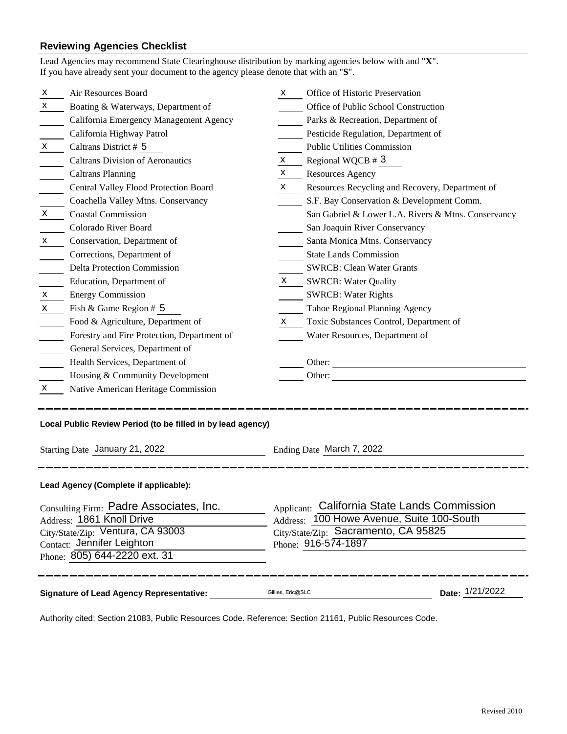### Reviewing Agencies Checklist

Lead Agencies may recommend State Clearinghouse distribution by marking agencies below with and "**X**".
If you have already sent your document to the agency please denote that with an "**S**".

| | | | |
|---|---|---|---|
| X | Air Resources Board | X | Office of Historic Preservation |
| X | Boating & Waterways, Department of | | Office of Public School Construction |
| | California Emergency Management Agency | | Parks & Recreation, Department of |
| | California Highway Patrol | | Pesticide Regulation, Department of |
| X | Caltrans District # 5 | | Public Utilities Commission |
| | Caltrans Division of Aeronautics | X | Regional WQCB # 3 |
| | Caltrans Planning | X | Resources Agency |
| | Central Valley Flood Protection Board | X | Resources Recycling and Recovery, Department of |
| | Coachella Valley Mtns. Conservancy | | S.F. Bay Conservation & Development Comm. |
| X | Coastal Commission | | San Gabriel & Lower L.A. Rivers & Mtns. Conservancy |
| | Colorado River Board | | San Joaquin River Conservancy |
| X | Conservation, Department of | | Santa Monica Mtns. Conservancy |
| | Corrections, Department of | | State Lands Commission |
| | Delta Protection Commission | | SWRCB: Clean Water Grants |
| | Education, Department of | X | SWRCB: Water Quality |
| X | Energy Commission | | SWRCB: Water Rights |
| X | Fish & Game Region # 5 | | Tahoe Regional Planning Agency |
| | Food & Agriculture, Department of | X | Toxic Substances Control, Department of |
| | Forestry and Fire Protection, Department of | | Water Resources, Department of |
| | General Services, Department of | | |
| | Health Services, Department of | | Other: |
| | Housing & Community Development | | Other: |
| X | Native American Heritage Commission | | |

---

**Local Public Review Period (to be filled in by lead agency)**

Starting Date January 21, 2022 Ending Date March 7, 2022

---

**Lead Agency (Complete if applicable):**

Consulting Firm: Padre Associates, Inc.
Address: 1861 Knoll Drive
City/State/Zip: Ventura, CA 93003
Contact: Jennifer Leighton
Phone: 805) 644-2220 ext. 31

Applicant: California State Lands Commission
Address: 100 Howe Avenue, Suite 100-South
City/State/Zip: Sacramento, CA 95825
Phone: 916-574-1897

---

**Signature of Lead Agency Representative:** Gillies, Eric@SLC **Date:** 1/21/2022

Authority cited: Section 21083, Public Resources Code. Reference: Section 21161, Public Resources Code.

Revised 2010